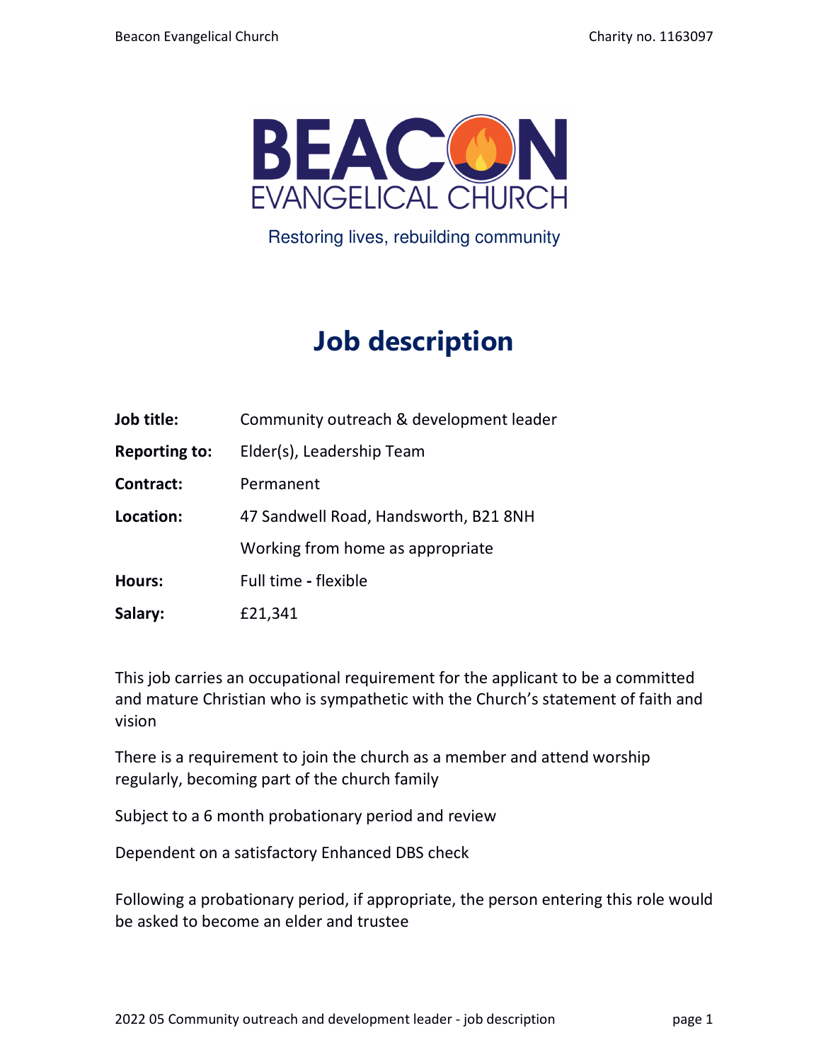BEACON EVANGELICAL CHURCH

Restoring lives, rebuilding community

# Job description

| | |
|---|---|
| **Job title:** | Community outreach & development leader |
| **Reporting to:** | Elder(s), Leadership Team |
| **Contract:** | Permanent |
| **Location:** | 47 Sandwell Road, Handsworth, B21 8NH |
| | Working from home as appropriate |
| **Hours:** | Full time - flexible |
| **Salary:** | £21,341 |

This job carries an occupational requirement for the applicant to be a committed and mature Christian who is sympathetic with the Church's statement of faith and vision

There is a requirement to join the church as a member and attend worship regularly, becoming part of the church family

Subject to a 6 month probationary period and review

Dependent on a satisfactory Enhanced DBS check

Following a probationary period, if appropriate, the person entering this role would be asked to become an elder and trustee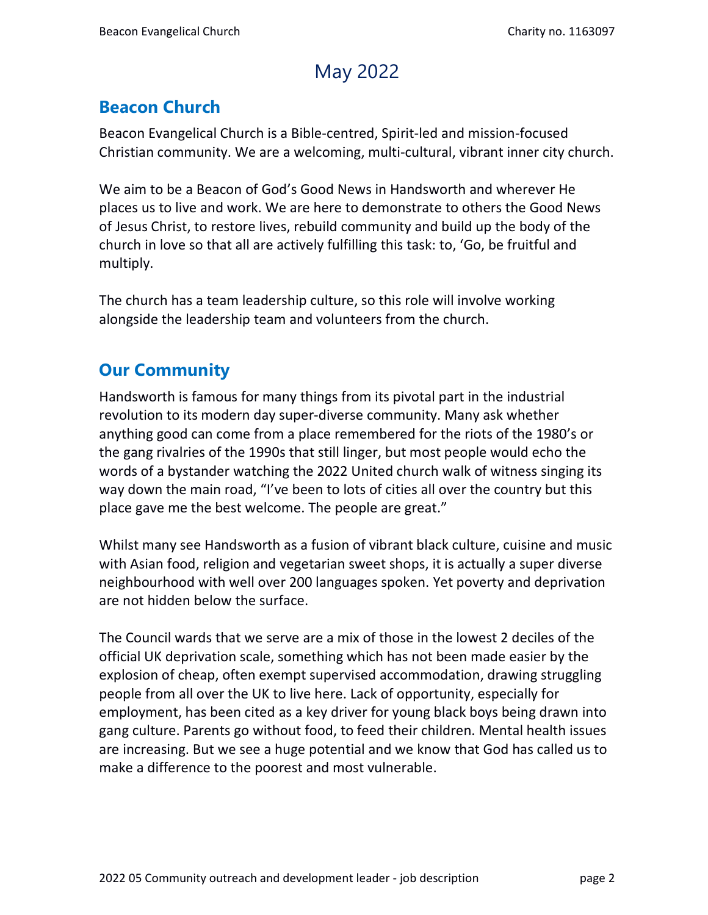# May 2022

## Beacon Church

Beacon Evangelical Church is a Bible-centred, Spirit-led and mission-focused Christian community. We are a welcoming, multi-cultural, vibrant inner city church.

We aim to be a Beacon of God's Good News in Handsworth and wherever He places us to live and work. We are here to demonstrate to others the Good News of Jesus Christ, to restore lives, rebuild community and build up the body of the church in love so that all are actively fulfilling this task: to, 'Go, be fruitful and multiply.

The church has a team leadership culture, so this role will involve working alongside the leadership team and volunteers from the church.

## Our Community

Handsworth is famous for many things from its pivotal part in the industrial revolution to its modern day super-diverse community. Many ask whether anything good can come from a place remembered for the riots of the 1980's or the gang rivalries of the 1990s that still linger, but most people would echo the words of a bystander watching the 2022 United church walk of witness singing its way down the main road, "I've been to lots of cities all over the country but this place gave me the best welcome. The people are great."

Whilst many see Handsworth as a fusion of vibrant black culture, cuisine and music with Asian food, religion and vegetarian sweet shops, it is actually a super diverse neighbourhood with well over 200 languages spoken. Yet poverty and deprivation are not hidden below the surface.

The Council wards that we serve are a mix of those in the lowest 2 deciles of the official UK deprivation scale, something which has not been made easier by the explosion of cheap, often exempt supervised accommodation, drawing struggling people from all over the UK to live here. Lack of opportunity, especially for employment, has been cited as a key driver for young black boys being drawn into gang culture. Parents go without food, to feed their children. Mental health issues are increasing. But we see a huge potential and we know that God has called us to make a difference to the poorest and most vulnerable.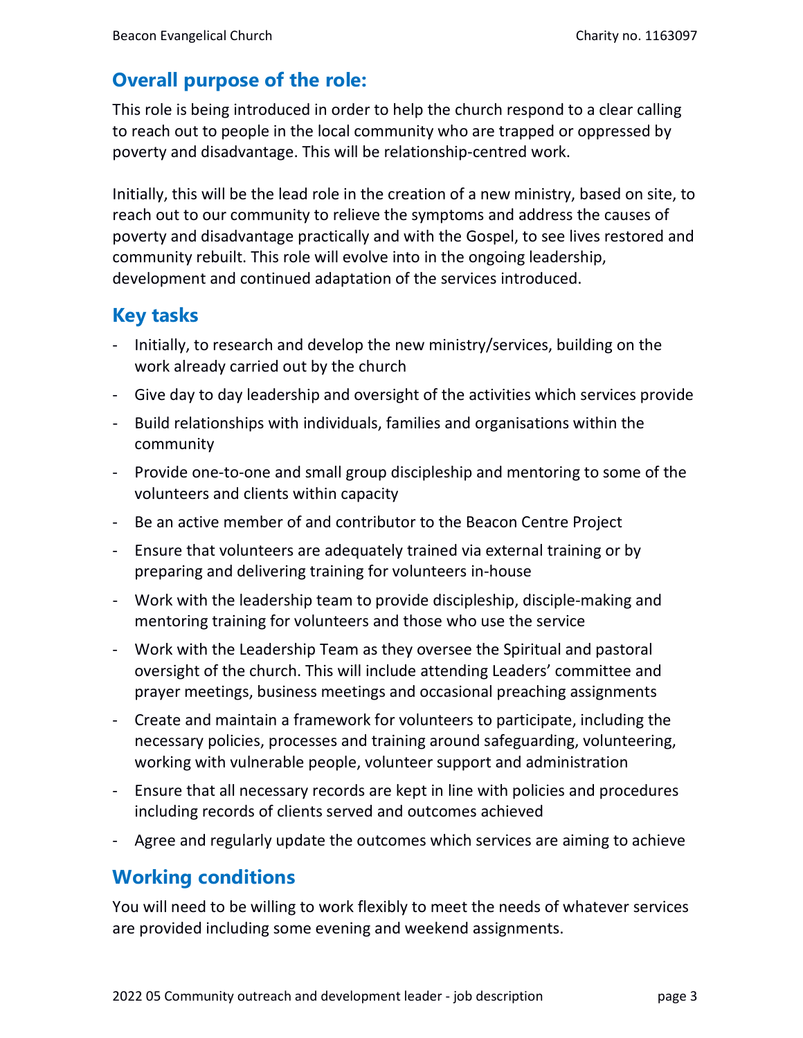## Overall purpose of the role:

This role is being introduced in order to help the church respond to a clear calling to reach out to people in the local community who are trapped or oppressed by poverty and disadvantage. This will be relationship-centred work.

Initially, this will be the lead role in the creation of a new ministry, based on site, to reach out to our community to relieve the symptoms and address the causes of poverty and disadvantage practically and with the Gospel, to see lives restored and community rebuilt. This role will evolve into in the ongoing leadership, development and continued adaptation of the services introduced.

## Key tasks

- Initially, to research and develop the new ministry/services, building on the work already carried out by the church
- Give day to day leadership and oversight of the activities which services provide
- Build relationships with individuals, families and organisations within the community
- Provide one-to-one and small group discipleship and mentoring to some of the volunteers and clients within capacity
- Be an active member of and contributor to the Beacon Centre Project
- Ensure that volunteers are adequately trained via external training or by preparing and delivering training for volunteers in-house
- Work with the leadership team to provide discipleship, disciple-making and mentoring training for volunteers and those who use the service
- Work with the Leadership Team as they oversee the Spiritual and pastoral oversight of the church. This will include attending Leaders' committee and prayer meetings, business meetings and occasional preaching assignments
- Create and maintain a framework for volunteers to participate, including the necessary policies, processes and training around safeguarding, volunteering, working with vulnerable people, volunteer support and administration
- Ensure that all necessary records are kept in line with policies and procedures including records of clients served and outcomes achieved
- Agree and regularly update the outcomes which services are aiming to achieve

## Working conditions

You will need to be willing to work flexibly to meet the needs of whatever services are provided including some evening and weekend assignments.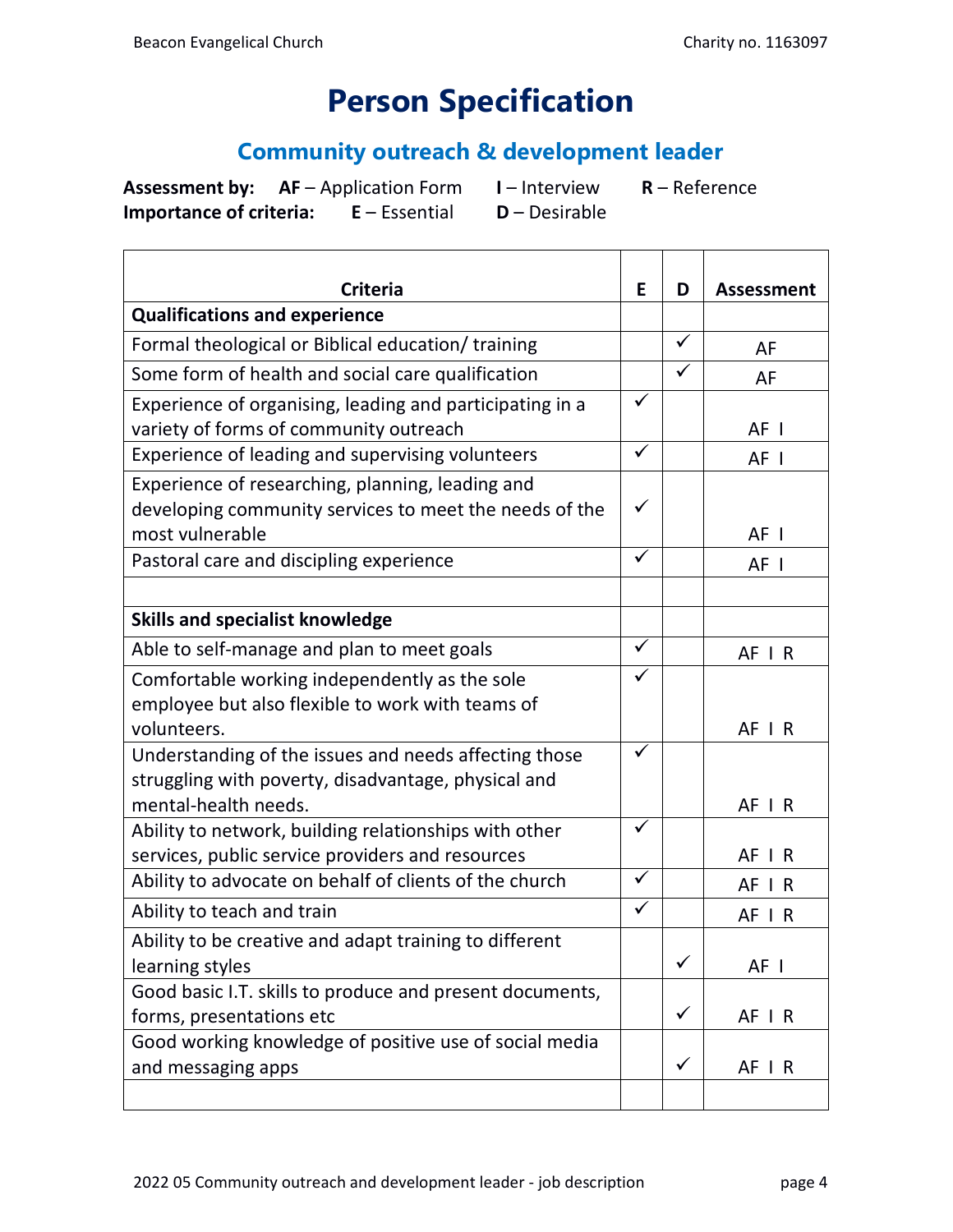# Person Specification

## Community outreach & development leader

**Assessment by:** **AF** – Application Form **I** – Interview **R** – Reference
**Importance of criteria:** **E** – Essential **D** – Desirable

| Criteria | E | D | Assessment |
|---|---|---|---|
| **Qualifications and experience** | | | |
| Formal theological or Biblical education/ training | | ✓ | AF |
| Some form of health and social care qualification | | ✓ | AF |
| Experience of organising, leading and participating in a variety of forms of community outreach | ✓ | | AF I |
| Experience of leading and supervising volunteers | ✓ | | AF I |
| Experience of researching, planning, leading and developing community services to meet the needs of the most vulnerable | ✓ | | AF I |
| Pastoral care and discipling experience | ✓ | | AF I |
| | | | |
| **Skills and specialist knowledge** | | | |
| Able to self-manage and plan to meet goals | ✓ | | AF I R |
| Comfortable working independently as the sole employee but also flexible to work with teams of volunteers. | ✓ | | AF I R |
| Understanding of the issues and needs affecting those struggling with poverty, disadvantage, physical and mental-health needs. | ✓ | | AF I R |
| Ability to network, building relationships with other services, public service providers and resources | ✓ | | AF I R |
| Ability to advocate on behalf of clients of the church | ✓ | | AF I R |
| Ability to teach and train | ✓ | | AF I R |
| Ability to be creative and adapt training to different learning styles | | ✓ | AF I |
| Good basic I.T. skills to produce and present documents, forms, presentations etc | | ✓ | AF I R |
| Good working knowledge of positive use of social media and messaging apps | | ✓ | AF I R |
| | | | |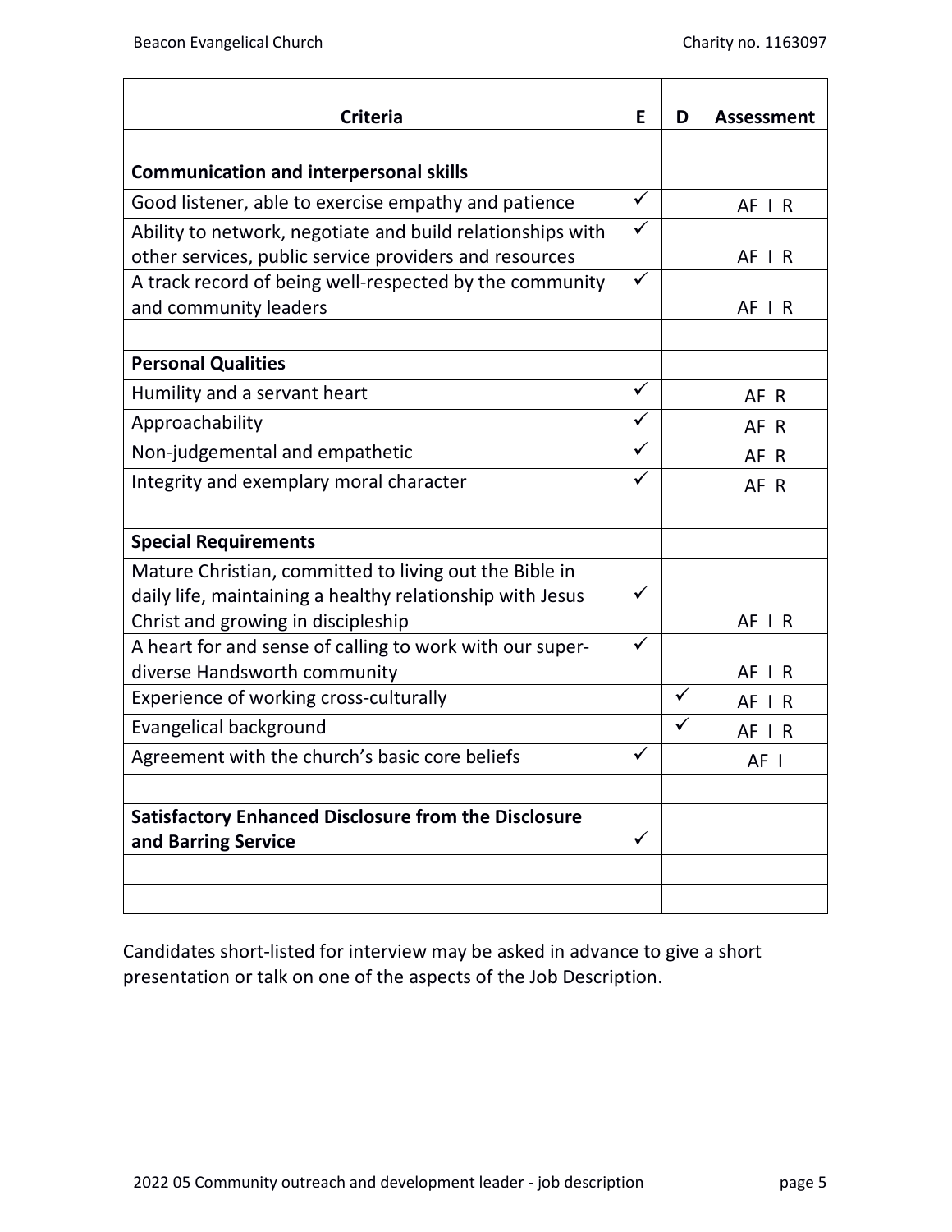| Criteria | E | D | Assessment |
|---|---|---|---|
| | | | |
| **Communication and interpersonal skills** | | | |
| Good listener, able to exercise empathy and patience | ✓ | | AF I R |
| Ability to network, negotiate and build relationships with other services, public service providers and resources | ✓ | | AF I R |
| A track record of being well-respected by the community and community leaders | ✓ | | AF I R |
| | | | |
| **Personal Qualities** | | | |
| Humility and a servant heart | ✓ | | AF R |
| Approachability | ✓ | | AF R |
| Non-judgemental and empathetic | ✓ | | AF R |
| Integrity and exemplary moral character | ✓ | | AF R |
| | | | |
| **Special Requirements** | | | |
| Mature Christian, committed to living out the Bible in daily life, maintaining a healthy relationship with Jesus Christ and growing in discipleship | ✓ | | AF I R |
| A heart for and sense of calling to work with our super-diverse Handsworth community | ✓ | | AF I R |
| Experience of working cross-culturally | | ✓ | AF I R |
| Evangelical background | | ✓ | AF I R |
| Agreement with the church's basic core beliefs | ✓ | | AF I |
| | | | |
| **Satisfactory Enhanced Disclosure from the Disclosure and Barring Service** | ✓ | | |
| | | | |
| | | | |

Candidates short-listed for interview may be asked in advance to give a short presentation or talk on one of the aspects of the Job Description.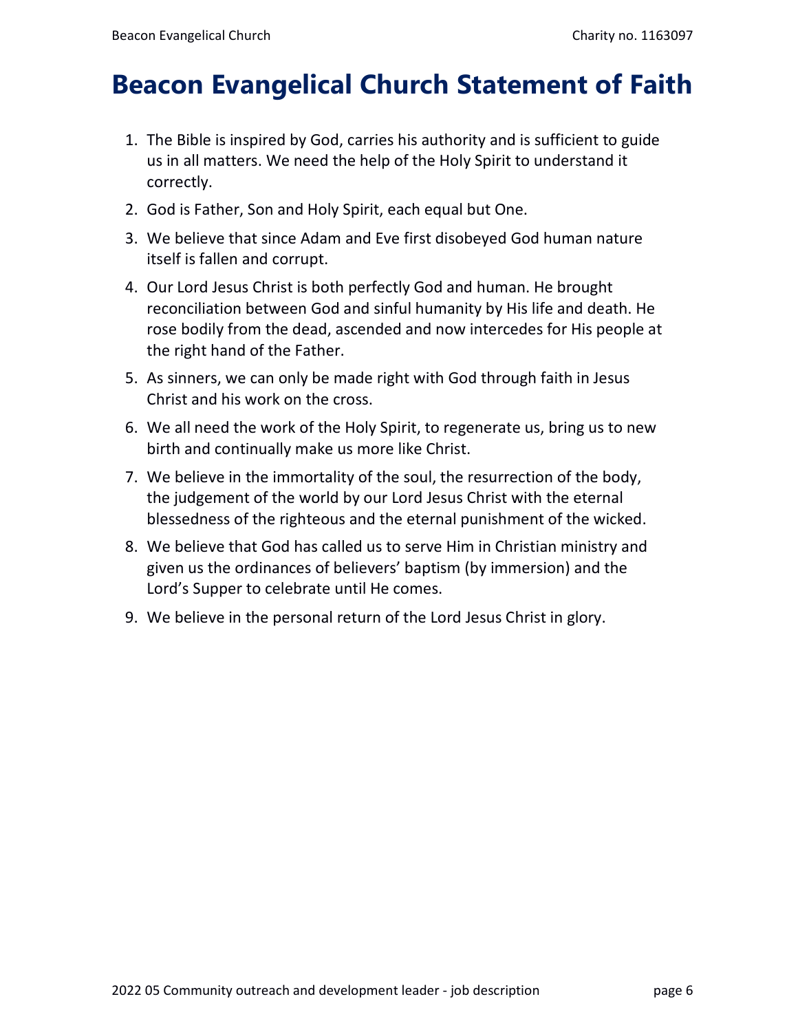# Beacon Evangelical Church Statement of Faith

1. The Bible is inspired by God, carries his authority and is sufficient to guide us in all matters. We need the help of the Holy Spirit to understand it correctly.
2. God is Father, Son and Holy Spirit, each equal but One.
3. We believe that since Adam and Eve first disobeyed God human nature itself is fallen and corrupt.
4. Our Lord Jesus Christ is both perfectly God and human. He brought reconciliation between God and sinful humanity by His life and death. He rose bodily from the dead, ascended and now intercedes for His people at the right hand of the Father.
5. As sinners, we can only be made right with God through faith in Jesus Christ and his work on the cross.
6. We all need the work of the Holy Spirit, to regenerate us, bring us to new birth and continually make us more like Christ.
7. We believe in the immortality of the soul, the resurrection of the body, the judgement of the world by our Lord Jesus Christ with the eternal blessedness of the righteous and the eternal punishment of the wicked.
8. We believe that God has called us to serve Him in Christian ministry and given us the ordinances of believers' baptism (by immersion) and the Lord's Supper to celebrate until He comes.
9. We believe in the personal return of the Lord Jesus Christ in glory.